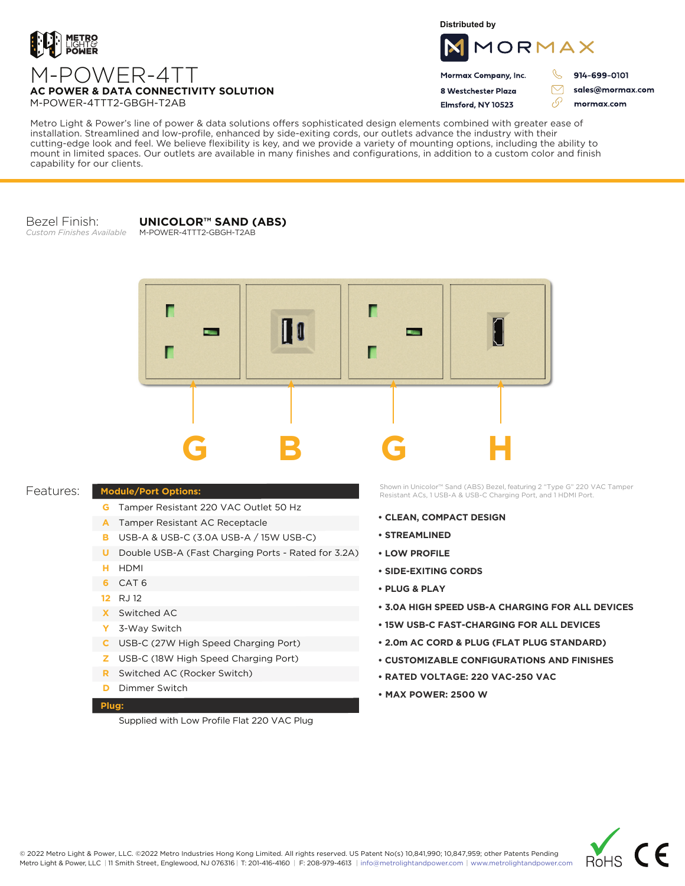METRO LIGHT & POWER

# M-POWER-4TT

**AC POWER & DATA CONNECTIVITY SOLUTION**

M-POWER-4TTT2-GBGH-T2AB

Distributed by

MORMAX

**Mormax Company, Inc.**
**8 Westchester Plaza**
**Elmsford, NY 10523**

**914-699-0101**
**sales@mormax.com**
**mormax.com**

Metro Light & Power's line of power & data solutions offers sophisticated design elements combined with greater ease of installation. Streamlined and low-profile, enhanced by side-exiting cords, our outlets advance the industry with their cutting-edge look and feel. We believe flexibility is key, and we provide a variety of mounting options, including the ability to mount in limited spaces. Our outlets are available in many finishes and configurations, in addition to a custom color and finish capability for our clients.

Bezel Finish:
*Custom Finishes Available*

**UNICOLOR™ SAND (ABS)**
M-POWER-4TTT2-GBGH-T2AB

G B G H

Features:

| Module/Port Options: | |
|---|---|
| G | Tamper Resistant 220 VAC Outlet 50 Hz |
| A | Tamper Resistant AC Receptacle |
| B | USB-A & USB-C (3.0A USB-A / 15W USB-C) |
| U | Double USB-A (Fast Charging Ports - Rated for 3.2A) |
| H | HDMI |
| 6 | CAT 6 |
| 12 | RJ 12 |
| X | Switched AC |
| Y | 3-Way Switch |
| C | USB-C (27W High Speed Charging Port) |
| Z | USB-C (18W High Speed Charging Port) |
| R | Switched AC (Rocker Switch) |
| D | Dimmer Switch |

**Plug:**

Supplied with Low Profile Flat 220 VAC Plug

Shown in Unicolor™ Sand (ABS) Bezel, featuring 2 "Type G" 220 VAC Tamper Resistant ACs, 1 USB-A & USB-C Charging Port, and 1 HDMI Port.

- **CLEAN, COMPACT DESIGN**
- **STREAMLINED**
- **LOW PROFILE**
- **SIDE-EXITING CORDS**
- **PLUG & PLAY**
- **3.0A HIGH SPEED USB-A CHARGING FOR ALL DEVICES**
- **15W USB-C FAST-CHARGING FOR ALL DEVICES**
- **2.0m AC CORD & PLUG (FLAT PLUG STANDARD)**
- **CUSTOMIZABLE CONFIGURATIONS AND FINISHES**
- **RATED VOLTAGE: 220 VAC-250 VAC**
- **MAX POWER: 2500 W**

© 2022 Metro Light & Power, LLC. ©2022 Metro Industries Hong Kong Limited. All rights reserved. US Patent No(s) 10,841,990; 10,847,959; other Patents Pending
Metro Light & Power, LLC | 11 Smith Street, Englewood, NJ 076316 | T: 201-416-4160 | F: 208-979-4613 | info@metrolightandpower.com | www.metrolightandpower.com

RoHS CE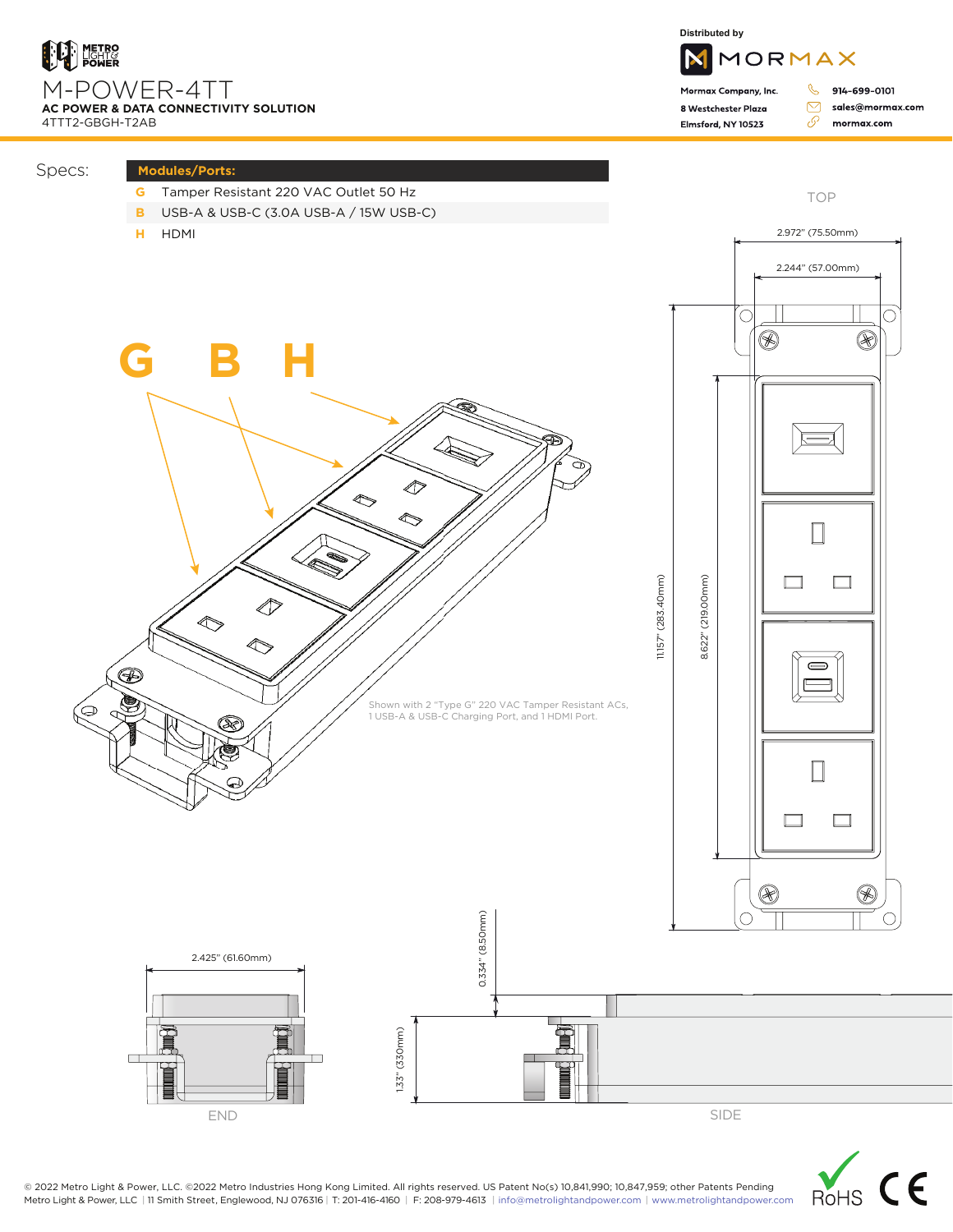# M-POWER-4TT

**AC POWER & DATA CONNECTIVITY SOLUTION**

4TTT2-GBGH-T2AB

Distributed by

MORMAX

Mormax Company, Inc.
8 Westchester Plaza
Elmsford, NY 10523

914-699-0101
sales@mormax.com
mormax.com

## Specs:

| Modules/Ports: | |
|---|---|
| G | Tamper Resistant 220 VAC Outlet 50 Hz |
| B | USB-A & USB-C (3.0A USB-A / 15W USB-C) |
| H | HDMI |

G B H

Shown with 2 "Type G" 220 VAC Tamper Resistant ACs, 1 USB-A & USB-C Charging Port, and 1 HDMI Port.

TOP

2.972" (75.50mm)

2.244" (57.00mm)

11.157" (283.40mm)

8.622" (219.00mm)

END

2.425" (61.60mm)

SIDE

0.334" (8.50mm)

1.33" (330mm)

© 2022 Metro Light & Power, LLC. ©2022 Metro Industries Hong Kong Limited. All rights reserved. US Patent No(s) 10,841,990; 10,847,959; other Patents Pending
Metro Light & Power, LLC | 11 Smith Street, Englewood, NJ 076316 | T: 201-416-4160 | F: 208-979-4613 | info@metrolightandpower.com | www.metrolightandpower.com

RoHS CE